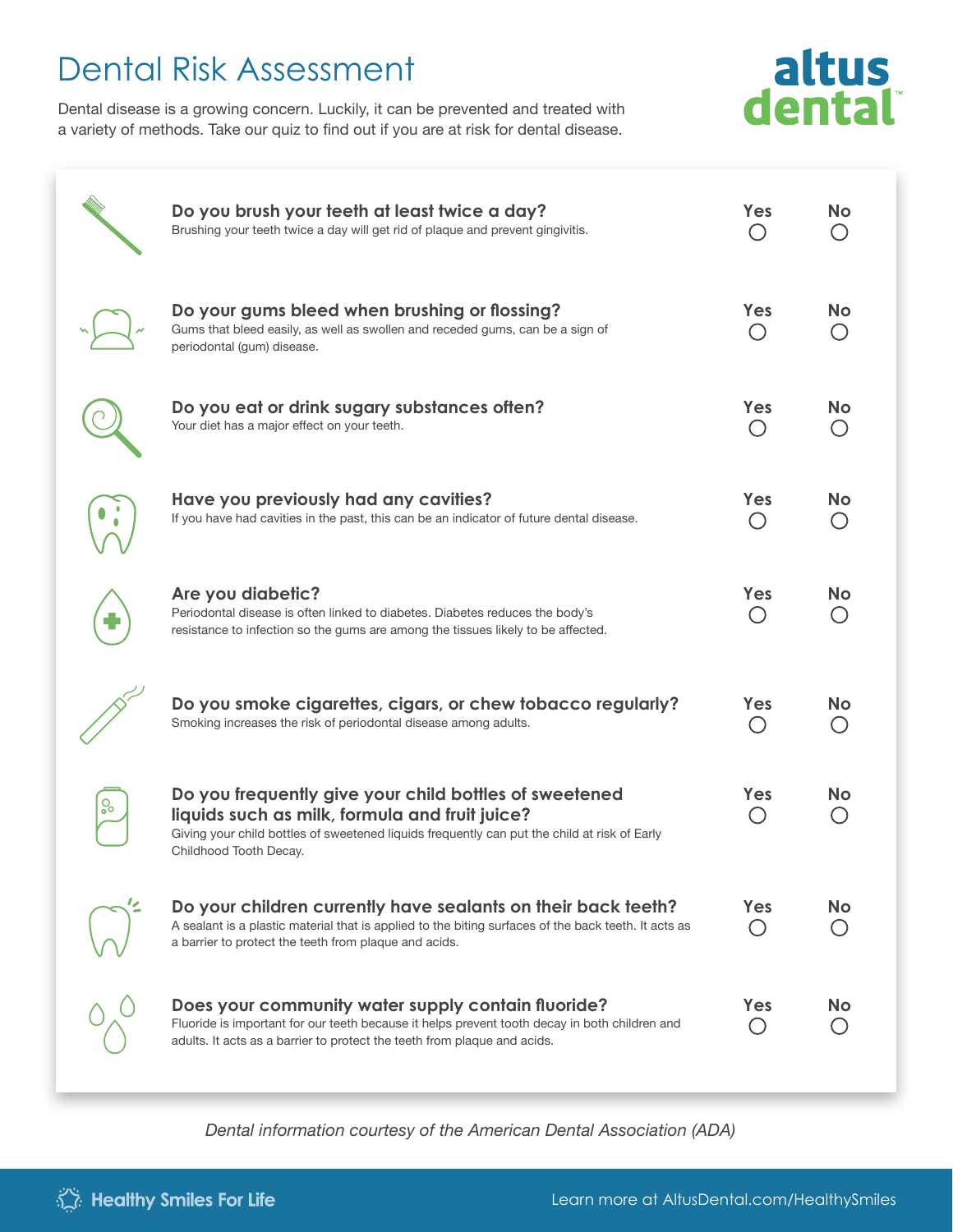# Dental Risk Assessment

Dental disease is a growing concern. Luckily, it can be prevented and treated with a variety of methods. Take our quiz to find out if you are at risk for dental disease.

altus dental

| | Yes | No |
|---|---|---|
| **Do you brush your teeth at least twice a day?**<br>Brushing your teeth twice a day will get rid of plaque and prevent gingivitis. | ○ | ○ |
| **Do your gums bleed when brushing or flossing?**<br>Gums that bleed easily, as well as swollen and receded gums, can be a sign of periodontal (gum) disease. | ○ | ○ |
| **Do you eat or drink sugary substances often?**<br>Your diet has a major effect on your teeth. | ○ | ○ |
| **Have you previously had any cavities?**<br>If you have had cavities in the past, this can be an indicator of future dental disease. | ○ | ○ |
| **Are you diabetic?**<br>Periodontal disease is often linked to diabetes. Diabetes reduces the body's resistance to infection so the gums are among the tissues likely to be affected. | ○ | ○ |
| **Do you smoke cigarettes, cigars, or chew tobacco regularly?**<br>Smoking increases the risk of periodontal disease among adults. | ○ | ○ |
| **Do you frequently give your child bottles of sweetened liquids such as milk, formula and fruit juice?**<br>Giving your child bottles of sweetened liquids frequently can put the child at risk of Early Childhood Tooth Decay. | ○ | ○ |
| **Do your children currently have sealants on their back teeth?**<br>A sealant is a plastic material that is applied to the biting surfaces of the back teeth. It acts as a barrier to protect the teeth from plaque and acids. | ○ | ○ |
| **Does your community water supply contain fluoride?**<br>Fluoride is important for our teeth because it helps prevent tooth decay in both children and adults. It acts as a barrier to protect the teeth from plaque and acids. | ○ | ○ |

*Dental information courtesy of the American Dental Association (ADA)*

Healthy Smiles For Life

Learn more at AltusDental.com/HealthySmiles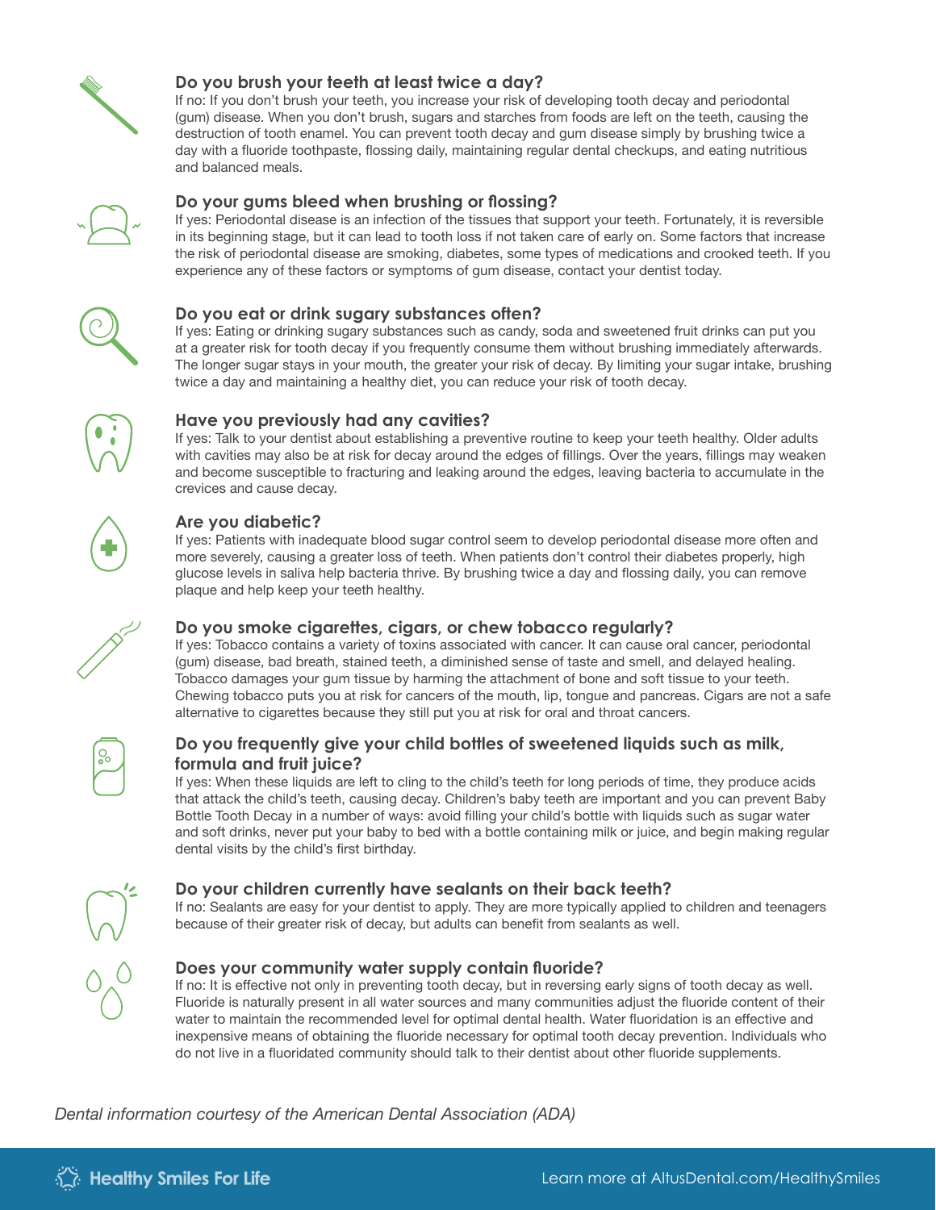### Do you brush your teeth at least twice a day?

If no: If you don't brush your teeth, you increase your risk of developing tooth decay and periodontal (gum) disease. When you don't brush, sugars and starches from foods are left on the teeth, causing the destruction of tooth enamel. You can prevent tooth decay and gum disease simply by brushing twice a day with a fluoride toothpaste, flossing daily, maintaining regular dental checkups, and eating nutritious and balanced meals.

### Do your gums bleed when brushing or flossing?

If yes: Periodontal disease is an infection of the tissues that support your teeth. Fortunately, it is reversible in its beginning stage, but it can lead to tooth loss if not taken care of early on. Some factors that increase the risk of periodontal disease are smoking, diabetes, some types of medications and crooked teeth. If you experience any of these factors or symptoms of gum disease, contact your dentist today.

### Do you eat or drink sugary substances often?

If yes: Eating or drinking sugary substances such as candy, soda and sweetened fruit drinks can put you at a greater risk for tooth decay if you frequently consume them without brushing immediately afterwards. The longer sugar stays in your mouth, the greater your risk of decay. By limiting your sugar intake, brushing twice a day and maintaining a healthy diet, you can reduce your risk of tooth decay.

### Have you previously had any cavities?

If yes: Talk to your dentist about establishing a preventive routine to keep your teeth healthy. Older adults with cavities may also be at risk for decay around the edges of fillings. Over the years, fillings may weaken and become susceptible to fracturing and leaking around the edges, leaving bacteria to accumulate in the crevices and cause decay.

### Are you diabetic?

If yes: Patients with inadequate blood sugar control seem to develop periodontal disease more often and more severely, causing a greater loss of teeth. When patients don't control their diabetes properly, high glucose levels in saliva help bacteria thrive. By brushing twice a day and flossing daily, you can remove plaque and help keep your teeth healthy.

### Do you smoke cigarettes, cigars, or chew tobacco regularly?

If yes: Tobacco contains a variety of toxins associated with cancer. It can cause oral cancer, periodontal (gum) disease, bad breath, stained teeth, a diminished sense of taste and smell, and delayed healing. Tobacco damages your gum tissue by harming the attachment of bone and soft tissue to your teeth. Chewing tobacco puts you at risk for cancers of the mouth, lip, tongue and pancreas. Cigars are not a safe alternative to cigarettes because they still put you at risk for oral and throat cancers.

### Do you frequently give your child bottles of sweetened liquids such as milk, formula and fruit juice?

If yes: When these liquids are left to cling to the child's teeth for long periods of time, they produce acids that attack the child's teeth, causing decay. Children's baby teeth are important and you can prevent Baby Bottle Tooth Decay in a number of ways: avoid filling your child's bottle with liquids such as sugar water and soft drinks, never put your baby to bed with a bottle containing milk or juice, and begin making regular dental visits by the child's first birthday.

### Do your children currently have sealants on their back teeth?

If no: Sealants are easy for your dentist to apply. They are more typically applied to children and teenagers because of their greater risk of decay, but adults can benefit from sealants as well.

### Does your community water supply contain fluoride?

If no: It is effective not only in preventing tooth decay, but in reversing early signs of tooth decay as well. Fluoride is naturally present in all water sources and many communities adjust the fluoride content of their water to maintain the recommended level for optimal dental health. Water fluoridation is an effective and inexpensive means of obtaining the fluoride necessary for optimal tooth decay prevention. Individuals who do not live in a fluoridated community should talk to their dentist about other fluoride supplements.

*Dental information courtesy of the American Dental Association (ADA)*

Healthy Smiles For Life

Learn more at AltusDental.com/HealthySmiles